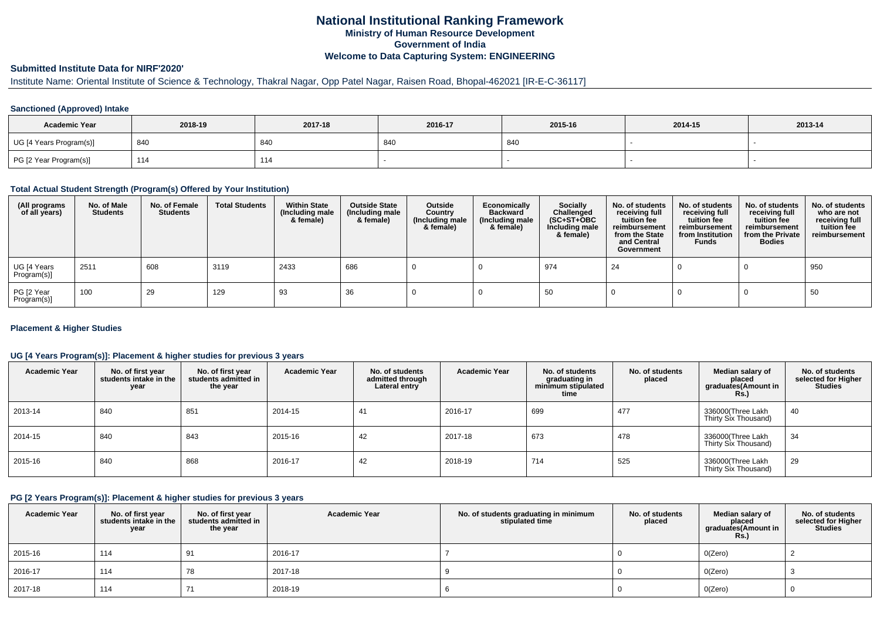# National Institutional Ranking Framework

**Ministry of Human Resource Development**

**Government of India**

**Welcome to Data Capturing System: ENGINEERING**

## Submitted Institute Data for NIRF'2020'

Institute Name: Oriental Institute of Science & Technology, Thakral Nagar, Opp Patel Nagar, Raisen Road, Bhopal-462021 [IR-E-C-36117]

### Sanctioned (Approved) Intake

| Academic Year | 2018-19 | 2017-18 | 2016-17 | 2015-16 | 2014-15 | 2013-14 |
|---|---|---|---|---|---|---|
| UG [4 Years Program(s)] | 840 | 840 | 840 | 840 | - | - |
| PG [2 Year Program(s)] | 114 | 114 | - | - | - | - |

### Total Actual Student Strength (Program(s) Offered by Your Institution)

| (All programs of all years) | No. of Male Students | No. of Female Students | Total Students | Within State (Including male & female) | Outside State (Including male & female) | Outside Country (Including male & female) | Economically Backward (Including male & female) | Socially Challenged (SC+ST+OBC Including male & female) | No. of students receiving full tuition fee reimbursement from the State and Central Government | No. of students receiving full tuition fee reimbursement from Institution Funds | No. of students receiving full tuition fee reimbursement from the Private Bodies | No. of students who are not receiving full tuition fee reimbursement |
|---|---|---|---|---|---|---|---|---|---|---|---|---|
| UG [4 Years Program(s)] | 2511 | 608 | 3119 | 2433 | 686 | 0 | 0 | 974 | 24 | 0 | 0 | 950 |
| PG [2 Year Program(s)] | 100 | 29 | 129 | 93 | 36 | 0 | 0 | 50 | 0 | 0 | 0 | 50 |

### Placement & Higher Studies

### UG [4 Years Program(s)]: Placement & higher studies for previous 3 years

| Academic Year | No. of first year students intake in the year | No. of first year students admitted in the year | Academic Year | No. of students admitted through Lateral entry | Academic Year | No. of students graduating in minimum stipulated time | No. of students placed | Median salary of placed graduates(Amount in Rs.) | No. of students selected for Higher Studies |
|---|---|---|---|---|---|---|---|---|---|
| 2013-14 | 840 | 851 | 2014-15 | 41 | 2016-17 | 699 | 477 | 336000(Three Lakh Thirty Six Thousand) | 40 |
| 2014-15 | 840 | 843 | 2015-16 | 42 | 2017-18 | 673 | 478 | 336000(Three Lakh Thirty Six Thousand) | 34 |
| 2015-16 | 840 | 868 | 2016-17 | 42 | 2018-19 | 714 | 525 | 336000(Three Lakh Thirty Six Thousand) | 29 |

### PG [2 Years Program(s)]: Placement & higher studies for previous 3 years

| Academic Year | No. of first year students intake in the year | No. of first year students admitted in the year | Academic Year | No. of students graduating in minimum stipulated time | No. of students placed | Median salary of placed graduates(Amount in Rs.) | No. of students selected for Higher Studies |
|---|---|---|---|---|---|---|---|
| 2015-16 | 114 | 91 | 2016-17 | 7 | 0 | 0(Zero) | 2 |
| 2016-17 | 114 | 78 | 2017-18 | 9 | 0 | 0(Zero) | 3 |
| 2017-18 | 114 | 71 | 2018-19 | 6 | 0 | 0(Zero) | 0 |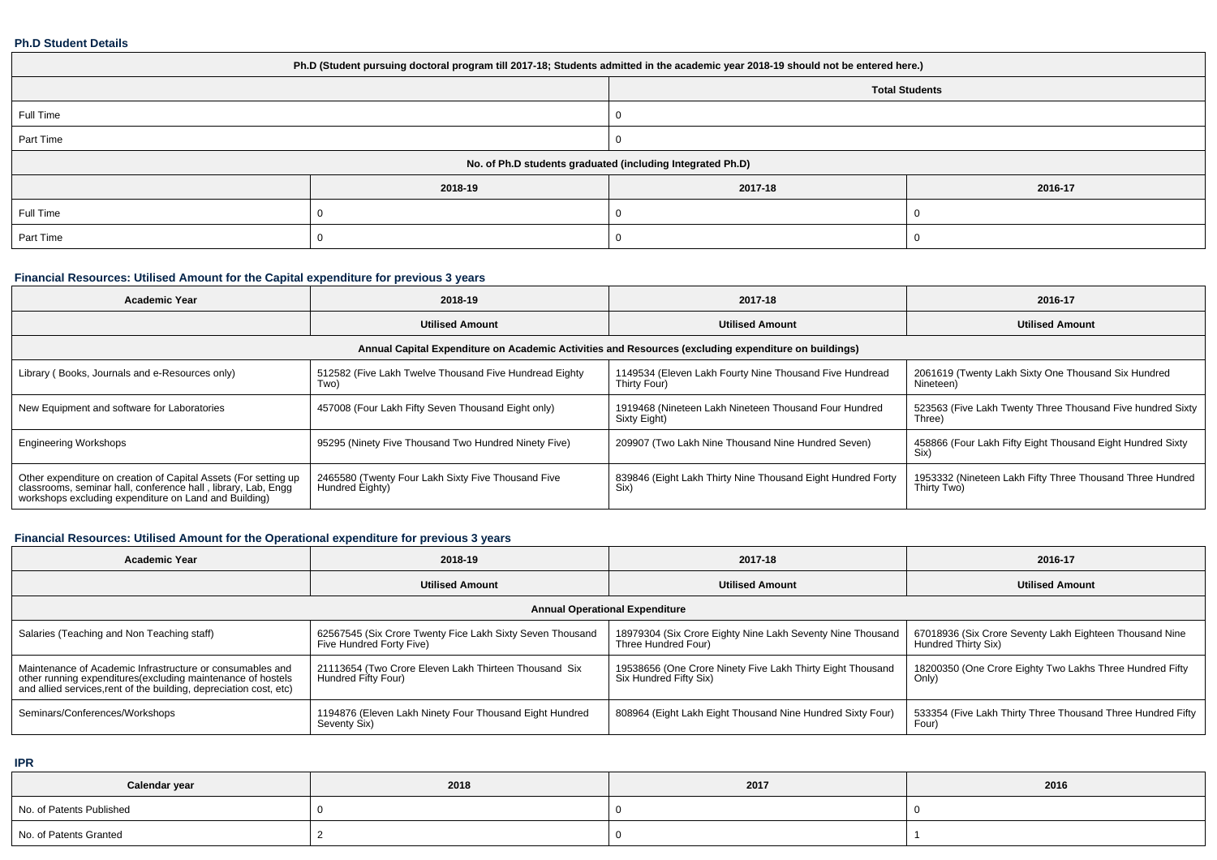**Ph.D Student Details**

| Ph.D (Student pursuing doctoral program till 2017-18; Students admitted in the academic year 2018-19 should not be entered here.) | | | |
|---|---|---|---|
| | | Total Students | |
| Full Time | | 0 | |
| Part Time | | 0 | |
| No. of Ph.D students graduated (including Integrated Ph.D) | | | |
| | 2018-19 | 2017-18 | 2016-17 |
| Full Time | 0 | 0 | 0 |
| Part Time | 0 | 0 | 0 |

**Financial Resources: Utilised Amount for the Capital expenditure for previous 3 years**

| Academic Year | 2018-19 | 2017-18 | 2016-17 |
|---|---|---|---|
| | Utilised Amount | Utilised Amount | Utilised Amount |
| Annual Capital Expenditure on Academic Activities and Resources (excluding expenditure on buildings) | | | |
| Library ( Books, Journals and e-Resources only) | 512582 (Five Lakh Twelve Thousand Five Hundread Eighty Two) | 1149534 (Eleven Lakh Fourty Nine Thousand Five Hundread Thirty Four) | 2061619 (Twenty Lakh Sixty One Thousand Six Hundred Nineteen) |
| New Equipment and software for Laboratories | 457008 (Four Lakh Fifty Seven Thousand Eight only) | 1919468 (Nineteen Lakh Nineteen Thousand Four Hundred Sixty Eight) | 523563 (Five Lakh Twenty Three Thousand Five hundred Sixty Three) |
| Engineering Workshops | 95295 (Ninety Five Thousand Two Hundred Ninety Five) | 209907 (Two Lakh Nine Thousand Nine Hundred Seven) | 458866 (Four Lakh Fifty Eight Thousand Eight Hundred Sixty Six) |
| Other expenditure on creation of Capital Assets (For setting up classrooms, seminar hall, conference hall , library, Lab, Engg workshops excluding expenditure on Land and Building) | 2465580 (Twenty Four Lakh Sixty Five Thousand Five Hundred Eighty) | 839846 (Eight Lakh Thirty Nine Thousand Eight Hundred Forty Six) | 1953332 (Nineteen Lakh Fifty Three Thousand Three Hundred Thirty Two) |

**Financial Resources: Utilised Amount for the Operational expenditure for previous 3 years**

| Academic Year | 2018-19 | 2017-18 | 2016-17 |
|---|---|---|---|
| | Utilised Amount | Utilised Amount | Utilised Amount |
| Annual Operational Expenditure | | | |
| Salaries (Teaching and Non Teaching staff) | 62567545 (Six Crore Twenty Fice Lakh Sixty Seven Thousand Five Hundred Forty Five) | 18979304 (Six Crore Eighty Nine Lakh Seventy Nine Thousand Three Hundred Four) | 67018936 (Six Crore Seventy Lakh Eighteen Thousand Nine Hundred Thirty Six) |
| Maintenance of Academic Infrastructure or consumables and other running expenditures(excluding maintenance of hostels and allied services,rent of the building, depreciation cost, etc) | 21113654 (Two Crore Eleven Lakh Thirteen Thousand Six Hundred Fifty Four) | 19538656 (One Crore Ninety Five Lakh Thirty Eight Thousand Six Hundred Fifty Six) | 18200350 (One Crore Eighty Two Lakhs Three Hundred Fifty Only) |
| Seminars/Conferences/Workshops | 1194876 (Eleven Lakh Ninety Four Thousand Eight Hundred Seventy Six) | 808964 (Eight Lakh Eight Thousand Nine Hundred Sixty Four) | 533354 (Five Lakh Thirty Three Thousand Three Hundred Fifty Four) |

**IPR**

| Calendar year | 2018 | 2017 | 2016 |
|---|---|---|---|
| No. of Patents Published | 0 | 0 | 0 |
| No. of Patents Granted | 2 | 0 | 1 |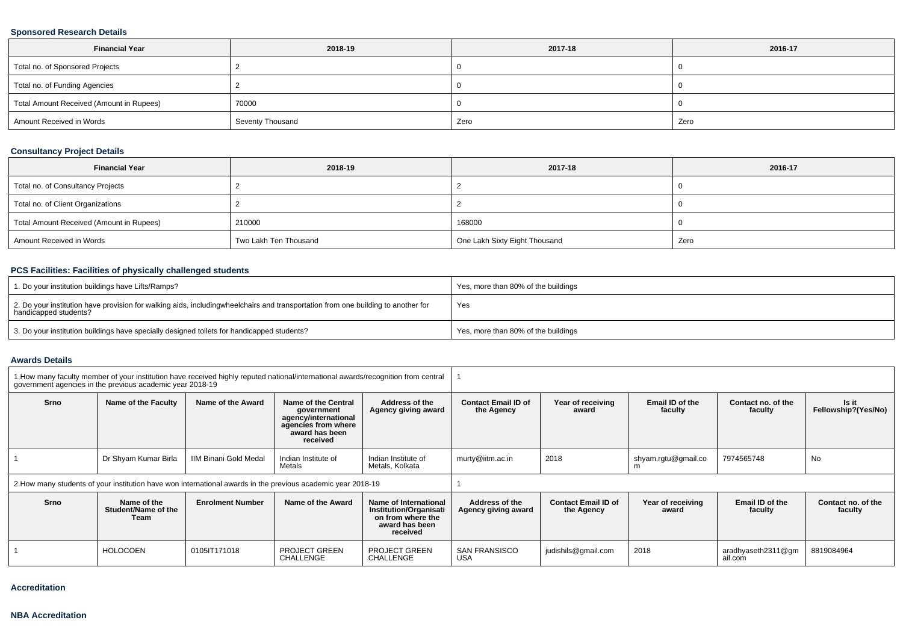### Sponsored Research Details

| Financial Year | 2018-19 | 2017-18 | 2016-17 |
|---|---|---|---|
| Total no. of Sponsored Projects | 2 | 0 | 0 |
| Total no. of Funding Agencies | 2 | 0 | 0 |
| Total Amount Received (Amount in Rupees) | 70000 | 0 | 0 |
| Amount Received in Words | Seventy Thousand | Zero | Zero |

### Consultancy Project Details

| Financial Year | 2018-19 | 2017-18 | 2016-17 |
|---|---|---|---|
| Total no. of Consultancy Projects | 2 | 2 | 0 |
| Total no. of Client Organizations | 2 | 2 | 0 |
| Total Amount Received (Amount in Rupees) | 210000 | 168000 | 0 |
| Amount Received in Words | Two Lakh Ten Thousand | One Lakh Sixty Eight Thousand | Zero |

### PCS Facilities: Facilities of physically challenged students

| | |
|---|---|
| 1. Do your institution buildings have Lifts/Ramps? | Yes, more than 80% of the buildings |
| 2. Do your institution have provision for walking aids, includingwheelchairs and transportation from one building to another for handicapped students? | Yes |
| 3. Do your institution buildings have specially designed toilets for handicapped students? | Yes, more than 80% of the buildings |

### Awards Details

| 1.How many faculty member of your institution have received highly reputed national/international awards/recognition from central government agencies in the previous academic year 2018-19 | | | | | 1 | | | | |
|---|---|---|---|---|---|---|---|---|---|
| Srno | Name of the Faculty | Name of the Award | Name of the Central government agency/international agencies from where award has been received | Address of the Agency giving award | Contact Email ID of the Agency | Year of receiving award | Email ID of the faculty | Contact no. of the faculty | Is it Fellowship?(Yes/No) |
| 1 | Dr Shyam Kumar Birla | IIM Binani Gold Medal | Indian Institute of Metals | Indian Institute of Metals, Kolkata | murty@iitm.ac.in | 2018 | shyam.rgtu@gmail.com | 7974565748 | No |

| 2.How many students of your institution have won international awards in the previous academic year 2018-19 | | | | | 1 | | | | |
|---|---|---|---|---|---|---|---|---|---|
| Srno | Name of the Student/Name of the Team | Enrolment Number | Name of the Award | Name of International Institution/Organisation from where the award has been received | Address of the Agency giving award | Contact Email ID of the Agency | Year of receiving award | Email ID of the faculty | Contact no. of the faculty |
| 1 | HOLOCOEN | 0105IT171018 | PROJECT GREEN CHALLENGE | PROJECT GREEN CHALLENGE | SAN FRANSISCO USA | judishils@gmail.com | 2018 | aradhyaseth2311@gmail.com | 8819084964 |

### Accreditation

### NBA Accreditation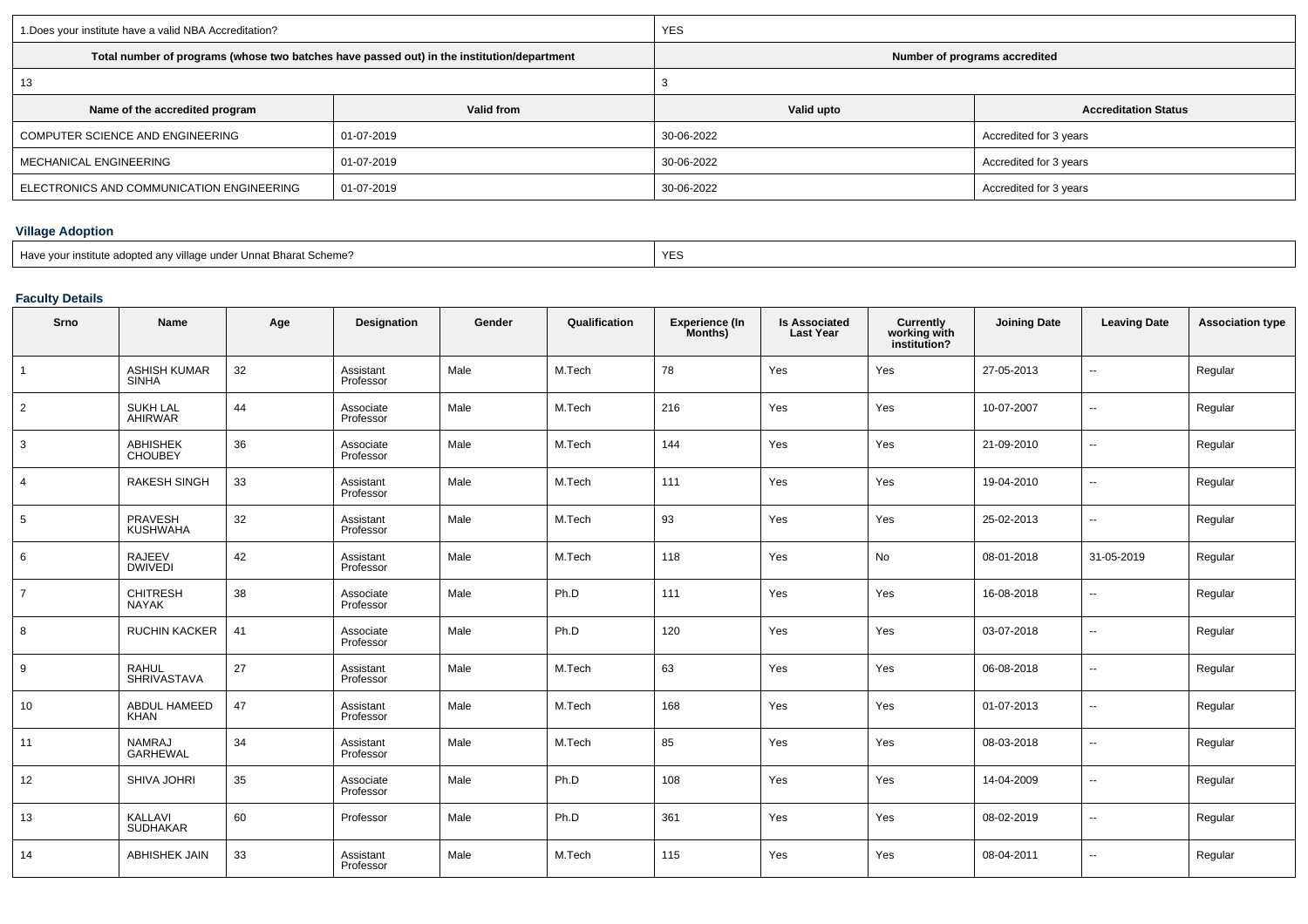| 1.Does your institute have a valid NBA Accreditation? | | YES | |
|---|---|---|---|
| Total number of programs (whose two batches have passed out) in the institution/department | | Number of programs accredited | |
| 13 | | 3 | |
| **Name of the accredited program** | **Valid from** | **Valid upto** | **Accreditation Status** |
| COMPUTER SCIENCE AND ENGINEERING | 01-07-2019 | 30-06-2022 | Accredited for 3 years |
| MECHANICAL ENGINEERING | 01-07-2019 | 30-06-2022 | Accredited for 3 years |
| ELECTRONICS AND COMMUNICATION ENGINEERING | 01-07-2019 | 30-06-2022 | Accredited for 3 years |

### Village Adoption

| Have your institute adopted any village under Unnat Bharat Scheme? | YES |
|---|---|

### Faculty Details

| Srno | Name | Age | Designation | Gender | Qualification | Experience (In Months) | Is Associated Last Year | Currently working with institution? | Joining Date | Leaving Date | Association type |
|---|---|---|---|---|---|---|---|---|---|---|---|
| 1 | ASHISH KUMAR SINHA | 32 | Assistant Professor | Male | M.Tech | 78 | Yes | Yes | 27-05-2013 | -- | Regular |
| 2 | SUKH LAL AHIRWAR | 44 | Associate Professor | Male | M.Tech | 216 | Yes | Yes | 10-07-2007 | -- | Regular |
| 3 | ABHISHEK CHOUBEY | 36 | Associate Professor | Male | M.Tech | 144 | Yes | Yes | 21-09-2010 | -- | Regular |
| 4 | RAKESH SINGH | 33 | Assistant Professor | Male | M.Tech | 111 | Yes | Yes | 19-04-2010 | -- | Regular |
| 5 | PRAVESH KUSHWAHA | 32 | Assistant Professor | Male | M.Tech | 93 | Yes | Yes | 25-02-2013 | -- | Regular |
| 6 | RAJEEV DWIVEDI | 42 | Assistant Professor | Male | M.Tech | 118 | Yes | No | 08-01-2018 | 31-05-2019 | Regular |
| 7 | CHITRESH NAYAK | 38 | Associate Professor | Male | Ph.D | 111 | Yes | Yes | 16-08-2018 | -- | Regular |
| 8 | RUCHIN KACKER | 41 | Associate Professor | Male | Ph.D | 120 | Yes | Yes | 03-07-2018 | -- | Regular |
| 9 | RAHUL SHRIVASTAVA | 27 | Assistant Professor | Male | M.Tech | 63 | Yes | Yes | 06-08-2018 | -- | Regular |
| 10 | ABDUL HAMEED KHAN | 47 | Assistant Professor | Male | M.Tech | 168 | Yes | Yes | 01-07-2013 | -- | Regular |
| 11 | NAMRAJ GARHEWAL | 34 | Assistant Professor | Male | M.Tech | 85 | Yes | Yes | 08-03-2018 | -- | Regular |
| 12 | SHIVA JOHRI | 35 | Associate Professor | Male | Ph.D | 108 | Yes | Yes | 14-04-2009 | -- | Regular |
| 13 | KALLAVI SUDHAKAR | 60 | Professor | Male | Ph.D | 361 | Yes | Yes | 08-02-2019 | -- | Regular |
| 14 | ABHISHEK JAIN | 33 | Assistant Professor | Male | M.Tech | 115 | Yes | Yes | 08-04-2011 | -- | Regular |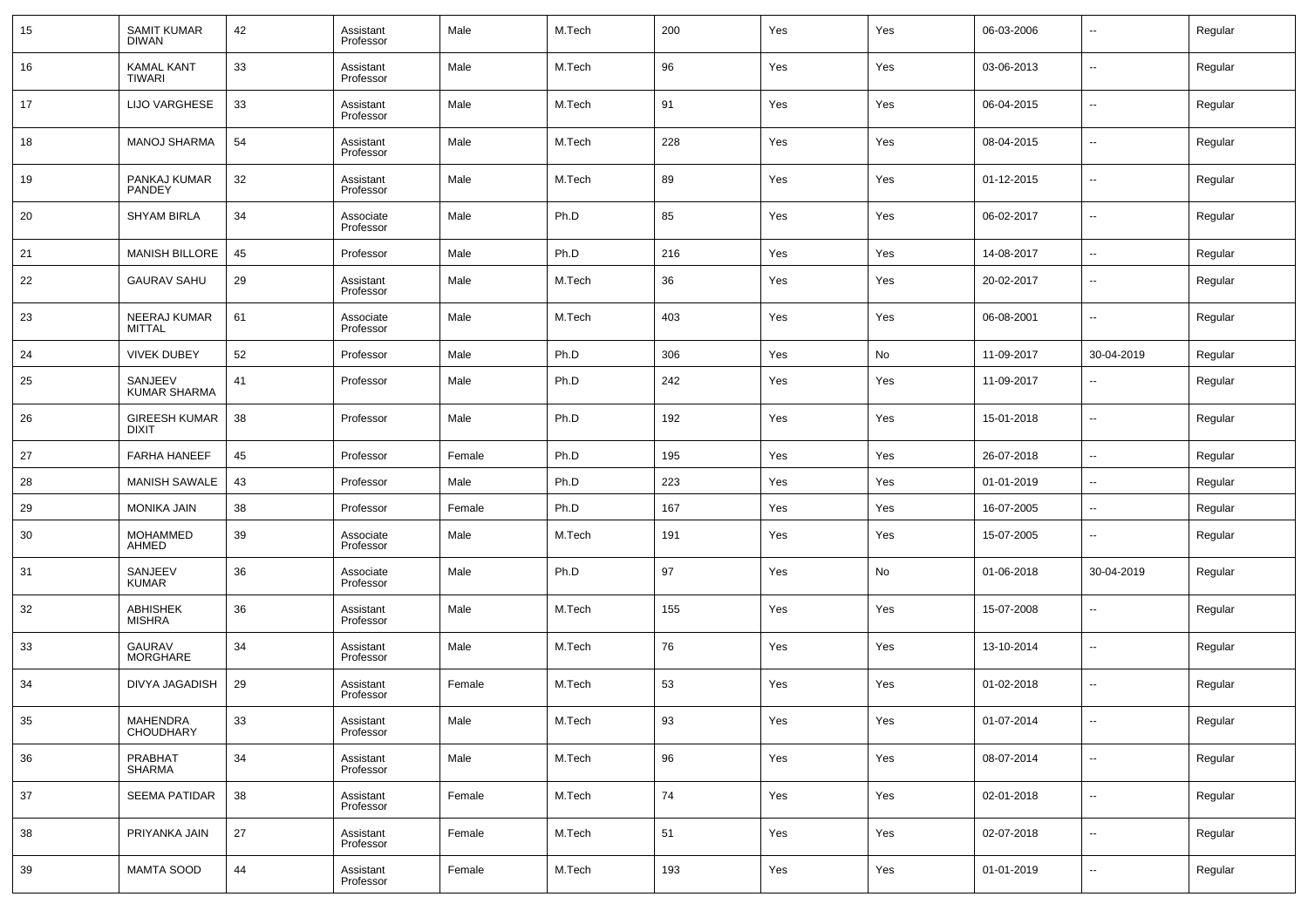| 15 | SAMIT KUMAR DIWAN | 42 | Assistant Professor | Male | M.Tech | 200 | Yes | Yes | 06-03-2006 | -- | Regular |
|---|---|---|---|---|---|---|---|---|---|---|---|
| 16 | KAMAL KANT TIWARI | 33 | Assistant Professor | Male | M.Tech | 96 | Yes | Yes | 03-06-2013 | -- | Regular |
| 17 | LIJO VARGHESE | 33 | Assistant Professor | Male | M.Tech | 91 | Yes | Yes | 06-04-2015 | -- | Regular |
| 18 | MANOJ SHARMA | 54 | Assistant Professor | Male | M.Tech | 228 | Yes | Yes | 08-04-2015 | -- | Regular |
| 19 | PANKAJ KUMAR PANDEY | 32 | Assistant Professor | Male | M.Tech | 89 | Yes | Yes | 01-12-2015 | -- | Regular |
| 20 | SHYAM BIRLA | 34 | Associate Professor | Male | Ph.D | 85 | Yes | Yes | 06-02-2017 | -- | Regular |
| 21 | MANISH BILLORE | 45 | Professor | Male | Ph.D | 216 | Yes | Yes | 14-08-2017 | -- | Regular |
| 22 | GAURAV SAHU | 29 | Assistant Professor | Male | M.Tech | 36 | Yes | Yes | 20-02-2017 | -- | Regular |
| 23 | NEERAJ KUMAR MITTAL | 61 | Associate Professor | Male | M.Tech | 403 | Yes | Yes | 06-08-2001 | -- | Regular |
| 24 | VIVEK DUBEY | 52 | Professor | Male | Ph.D | 306 | Yes | No | 11-09-2017 | 30-04-2019 | Regular |
| 25 | SANJEEV KUMAR SHARMA | 41 | Professor | Male | Ph.D | 242 | Yes | Yes | 11-09-2017 | -- | Regular |
| 26 | GIREESH KUMAR DIXIT | 38 | Professor | Male | Ph.D | 192 | Yes | Yes | 15-01-2018 | -- | Regular |
| 27 | FARHA HANEEF | 45 | Professor | Female | Ph.D | 195 | Yes | Yes | 26-07-2018 | -- | Regular |
| 28 | MANISH SAWALE | 43 | Professor | Male | Ph.D | 223 | Yes | Yes | 01-01-2019 | -- | Regular |
| 29 | MONIKA JAIN | 38 | Professor | Female | Ph.D | 167 | Yes | Yes | 16-07-2005 | -- | Regular |
| 30 | MOHAMMED AHMED | 39 | Associate Professor | Male | M.Tech | 191 | Yes | Yes | 15-07-2005 | -- | Regular |
| 31 | SANJEEV KUMAR | 36 | Associate Professor | Male | Ph.D | 97 | Yes | No | 01-06-2018 | 30-04-2019 | Regular |
| 32 | ABHISHEK MISHRA | 36 | Assistant Professor | Male | M.Tech | 155 | Yes | Yes | 15-07-2008 | -- | Regular |
| 33 | GAURAV MORGHARE | 34 | Assistant Professor | Male | M.Tech | 76 | Yes | Yes | 13-10-2014 | -- | Regular |
| 34 | DIVYA JAGADISH | 29 | Assistant Professor | Female | M.Tech | 53 | Yes | Yes | 01-02-2018 | -- | Regular |
| 35 | MAHENDRA CHOUDHARY | 33 | Assistant Professor | Male | M.Tech | 93 | Yes | Yes | 01-07-2014 | -- | Regular |
| 36 | PRABHAT SHARMA | 34 | Assistant Professor | Male | M.Tech | 96 | Yes | Yes | 08-07-2014 | -- | Regular |
| 37 | SEEMA PATIDAR | 38 | Assistant Professor | Female | M.Tech | 74 | Yes | Yes | 02-01-2018 | -- | Regular |
| 38 | PRIYANKA JAIN | 27 | Assistant Professor | Female | M.Tech | 51 | Yes | Yes | 02-07-2018 | -- | Regular |
| 39 | MAMTA SOOD | 44 | Assistant Professor | Female | M.Tech | 193 | Yes | Yes | 01-01-2019 | -- | Regular |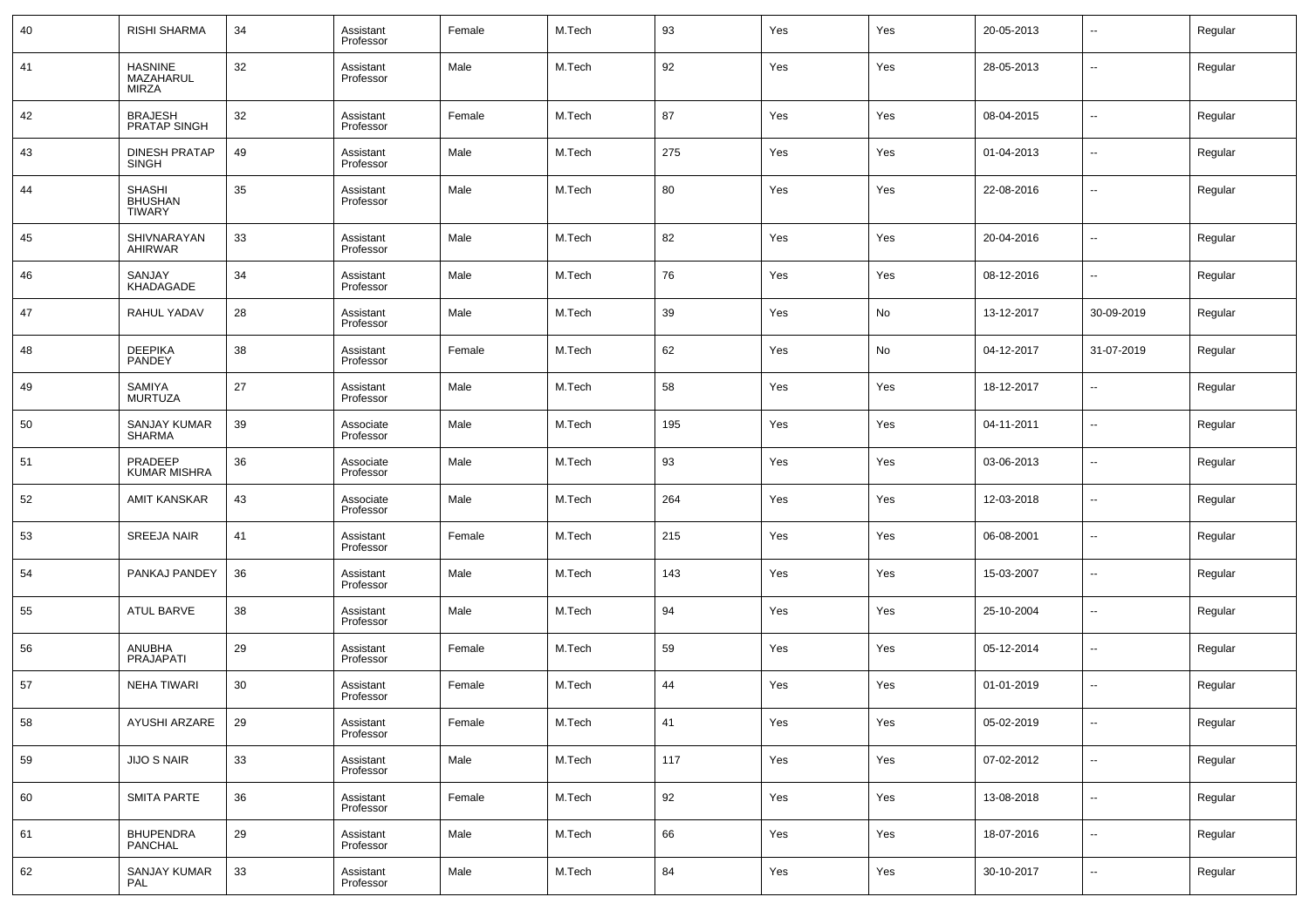| 40 | RISHI SHARMA | 34 | Assistant Professor | Female | M.Tech | 93 | Yes | Yes | 20-05-2013 | -- | Regular |
|---|---|---|---|---|---|---|---|---|---|---|---|
| 41 | HASNINE MAZAHARUL MIRZA | 32 | Assistant Professor | Male | M.Tech | 92 | Yes | Yes | 28-05-2013 | -- | Regular |
| 42 | BRAJESH PRATAP SINGH | 32 | Assistant Professor | Female | M.Tech | 87 | Yes | Yes | 08-04-2015 | -- | Regular |
| 43 | DINESH PRATAP SINGH | 49 | Assistant Professor | Male | M.Tech | 275 | Yes | Yes | 01-04-2013 | -- | Regular |
| 44 | SHASHI BHUSHAN TIWARY | 35 | Assistant Professor | Male | M.Tech | 80 | Yes | Yes | 22-08-2016 | -- | Regular |
| 45 | SHIVNARAYAN AHIRWAR | 33 | Assistant Professor | Male | M.Tech | 82 | Yes | Yes | 20-04-2016 | -- | Regular |
| 46 | SANJAY KHADAGADE | 34 | Assistant Professor | Male | M.Tech | 76 | Yes | Yes | 08-12-2016 | -- | Regular |
| 47 | RAHUL YADAV | 28 | Assistant Professor | Male | M.Tech | 39 | Yes | No | 13-12-2017 | 30-09-2019 | Regular |
| 48 | DEEPIKA PANDEY | 38 | Assistant Professor | Female | M.Tech | 62 | Yes | No | 04-12-2017 | 31-07-2019 | Regular |
| 49 | SAMIYA MURTUZA | 27 | Assistant Professor | Male | M.Tech | 58 | Yes | Yes | 18-12-2017 | -- | Regular |
| 50 | SANJAY KUMAR SHARMA | 39 | Associate Professor | Male | M.Tech | 195 | Yes | Yes | 04-11-2011 | -- | Regular |
| 51 | PRADEEP KUMAR MISHRA | 36 | Associate Professor | Male | M.Tech | 93 | Yes | Yes | 03-06-2013 | -- | Regular |
| 52 | AMIT KANSKAR | 43 | Associate Professor | Male | M.Tech | 264 | Yes | Yes | 12-03-2018 | -- | Regular |
| 53 | SREEJA NAIR | 41 | Assistant Professor | Female | M.Tech | 215 | Yes | Yes | 06-08-2001 | -- | Regular |
| 54 | PANKAJ PANDEY | 36 | Assistant Professor | Male | M.Tech | 143 | Yes | Yes | 15-03-2007 | -- | Regular |
| 55 | ATUL BARVE | 38 | Assistant Professor | Male | M.Tech | 94 | Yes | Yes | 25-10-2004 | -- | Regular |
| 56 | ANUBHA PRAJAPATI | 29 | Assistant Professor | Female | M.Tech | 59 | Yes | Yes | 05-12-2014 | -- | Regular |
| 57 | NEHA TIWARI | 30 | Assistant Professor | Female | M.Tech | 44 | Yes | Yes | 01-01-2019 | -- | Regular |
| 58 | AYUSHI ARZARE | 29 | Assistant Professor | Female | M.Tech | 41 | Yes | Yes | 05-02-2019 | -- | Regular |
| 59 | JIJO S NAIR | 33 | Assistant Professor | Male | M.Tech | 117 | Yes | Yes | 07-02-2012 | -- | Regular |
| 60 | SMITA PARTE | 36 | Assistant Professor | Female | M.Tech | 92 | Yes | Yes | 13-08-2018 | -- | Regular |
| 61 | BHUPENDRA PANCHAL | 29 | Assistant Professor | Male | M.Tech | 66 | Yes | Yes | 18-07-2016 | -- | Regular |
| 62 | SANJAY KUMAR PAL | 33 | Assistant Professor | Male | M.Tech | 84 | Yes | Yes | 30-10-2017 | -- | Regular |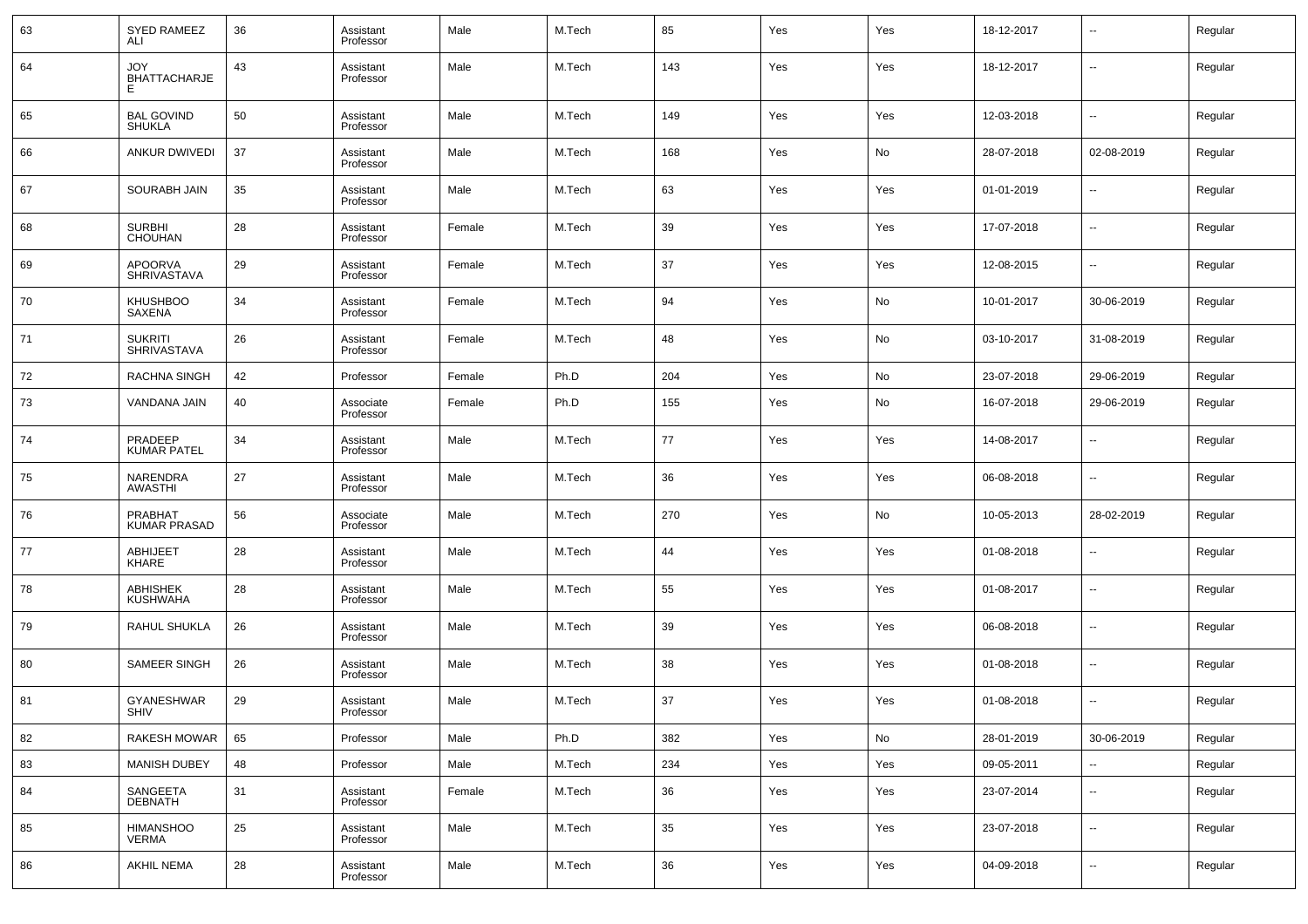| 63 | SYED RAMEEZ ALI | 36 | Assistant Professor | Male | M.Tech | 85 | Yes | Yes | 18-12-2017 | -- | Regular |
|---|---|---|---|---|---|---|---|---|---|---|---|
| 64 | JOY BHATTACHARJEE | 43 | Assistant Professor | Male | M.Tech | 143 | Yes | Yes | 18-12-2017 | -- | Regular |
| 65 | BAL GOVIND SHUKLA | 50 | Assistant Professor | Male | M.Tech | 149 | Yes | Yes | 12-03-2018 | -- | Regular |
| 66 | ANKUR DWIVEDI | 37 | Assistant Professor | Male | M.Tech | 168 | Yes | No | 28-07-2018 | 02-08-2019 | Regular |
| 67 | SOURABH JAIN | 35 | Assistant Professor | Male | M.Tech | 63 | Yes | Yes | 01-01-2019 | -- | Regular |
| 68 | SURBHI CHOUHAN | 28 | Assistant Professor | Female | M.Tech | 39 | Yes | Yes | 17-07-2018 | -- | Regular |
| 69 | APOORVA SHRIVASTAVA | 29 | Assistant Professor | Female | M.Tech | 37 | Yes | Yes | 12-08-2015 | -- | Regular |
| 70 | KHUSHBOO SAXENA | 34 | Assistant Professor | Female | M.Tech | 94 | Yes | No | 10-01-2017 | 30-06-2019 | Regular |
| 71 | SUKRITI SHRIVASTAVA | 26 | Assistant Professor | Female | M.Tech | 48 | Yes | No | 03-10-2017 | 31-08-2019 | Regular |
| 72 | RACHNA SINGH | 42 | Professor | Female | Ph.D | 204 | Yes | No | 23-07-2018 | 29-06-2019 | Regular |
| 73 | VANDANA JAIN | 40 | Associate Professor | Female | Ph.D | 155 | Yes | No | 16-07-2018 | 29-06-2019 | Regular |
| 74 | PRADEEP KUMAR PATEL | 34 | Assistant Professor | Male | M.Tech | 77 | Yes | Yes | 14-08-2017 | -- | Regular |
| 75 | NARENDRA AWASTHI | 27 | Assistant Professor | Male | M.Tech | 36 | Yes | Yes | 06-08-2018 | -- | Regular |
| 76 | PRABHAT KUMAR PRASAD | 56 | Associate Professor | Male | M.Tech | 270 | Yes | No | 10-05-2013 | 28-02-2019 | Regular |
| 77 | ABHIJEET KHARE | 28 | Assistant Professor | Male | M.Tech | 44 | Yes | Yes | 01-08-2018 | -- | Regular |
| 78 | ABHISHEK KUSHWAHA | 28 | Assistant Professor | Male | M.Tech | 55 | Yes | Yes | 01-08-2017 | -- | Regular |
| 79 | RAHUL SHUKLA | 26 | Assistant Professor | Male | M.Tech | 39 | Yes | Yes | 06-08-2018 | -- | Regular |
| 80 | SAMEER SINGH | 26 | Assistant Professor | Male | M.Tech | 38 | Yes | Yes | 01-08-2018 | -- | Regular |
| 81 | GYANESHWAR SHIV | 29 | Assistant Professor | Male | M.Tech | 37 | Yes | Yes | 01-08-2018 | -- | Regular |
| 82 | RAKESH MOWAR | 65 | Professor | Male | Ph.D | 382 | Yes | No | 28-01-2019 | 30-06-2019 | Regular |
| 83 | MANISH DUBEY | 48 | Professor | Male | M.Tech | 234 | Yes | Yes | 09-05-2011 | -- | Regular |
| 84 | SANGEETA DEBNATH | 31 | Assistant Professor | Female | M.Tech | 36 | Yes | Yes | 23-07-2014 | -- | Regular |
| 85 | HIMANSHOO VERMA | 25 | Assistant Professor | Male | M.Tech | 35 | Yes | Yes | 23-07-2018 | -- | Regular |
| 86 | AKHIL NEMA | 28 | Assistant Professor | Male | M.Tech | 36 | Yes | Yes | 04-09-2018 | -- | Regular |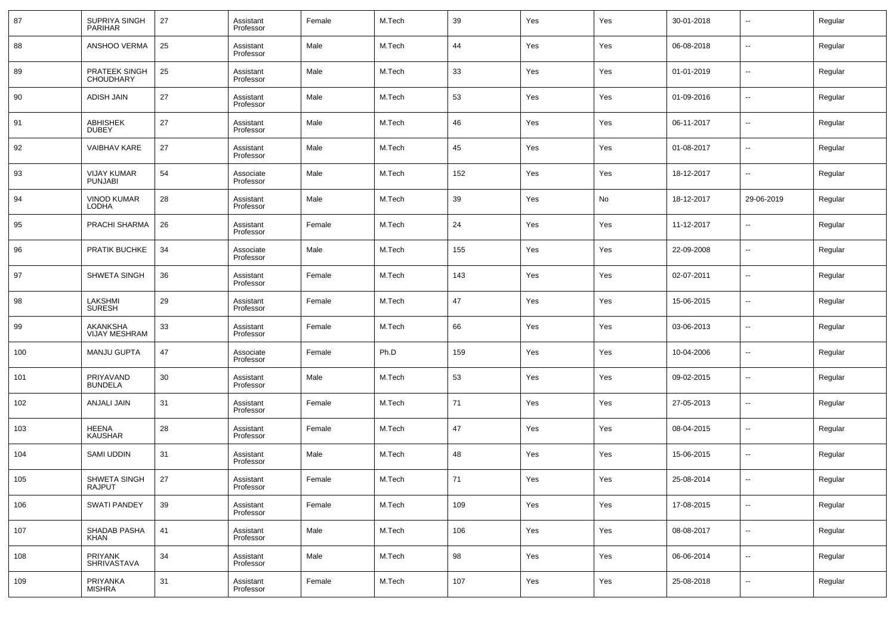| 87 | SUPRIYA SINGH PARIHAR | 27 | Assistant Professor | Female | M.Tech | 39 | Yes | Yes | 30-01-2018 | -- | Regular |
|---|---|---|---|---|---|---|---|---|---|---|---|
| 88 | ANSHOO VERMA | 25 | Assistant Professor | Male | M.Tech | 44 | Yes | Yes | 06-08-2018 | -- | Regular |
| 89 | PRATEEK SINGH CHOUDHARY | 25 | Assistant Professor | Male | M.Tech | 33 | Yes | Yes | 01-01-2019 | -- | Regular |
| 90 | ADISH JAIN | 27 | Assistant Professor | Male | M.Tech | 53 | Yes | Yes | 01-09-2016 | -- | Regular |
| 91 | ABHISHEK DUBEY | 27 | Assistant Professor | Male | M.Tech | 46 | Yes | Yes | 06-11-2017 | -- | Regular |
| 92 | VAIBHAV KARE | 27 | Assistant Professor | Male | M.Tech | 45 | Yes | Yes | 01-08-2017 | -- | Regular |
| 93 | VIJAY KUMAR PUNJABI | 54 | Associate Professor | Male | M.Tech | 152 | Yes | Yes | 18-12-2017 | -- | Regular |
| 94 | VINOD KUMAR LODHA | 28 | Assistant Professor | Male | M.Tech | 39 | Yes | No | 18-12-2017 | 29-06-2019 | Regular |
| 95 | PRACHI SHARMA | 26 | Assistant Professor | Female | M.Tech | 24 | Yes | Yes | 11-12-2017 | -- | Regular |
| 96 | PRATIK BUCHKE | 34 | Associate Professor | Male | M.Tech | 155 | Yes | Yes | 22-09-2008 | -- | Regular |
| 97 | SHWETA SINGH | 36 | Assistant Professor | Female | M.Tech | 143 | Yes | Yes | 02-07-2011 | -- | Regular |
| 98 | LAKSHMI SURESH | 29 | Assistant Professor | Female | M.Tech | 47 | Yes | Yes | 15-06-2015 | -- | Regular |
| 99 | AKANKSHA VIJAY MESHRAM | 33 | Assistant Professor | Female | M.Tech | 66 | Yes | Yes | 03-06-2013 | -- | Regular |
| 100 | MANJU GUPTA | 47 | Associate Professor | Female | Ph.D | 159 | Yes | Yes | 10-04-2006 | -- | Regular |
| 101 | PRIYAVAND BUNDELA | 30 | Assistant Professor | Male | M.Tech | 53 | Yes | Yes | 09-02-2015 | -- | Regular |
| 102 | ANJALI JAIN | 31 | Assistant Professor | Female | M.Tech | 71 | Yes | Yes | 27-05-2013 | -- | Regular |
| 103 | HEENA KAUSHAR | 28 | Assistant Professor | Female | M.Tech | 47 | Yes | Yes | 08-04-2015 | -- | Regular |
| 104 | SAMI UDDIN | 31 | Assistant Professor | Male | M.Tech | 48 | Yes | Yes | 15-06-2015 | -- | Regular |
| 105 | SHWETA SINGH RAJPUT | 27 | Assistant Professor | Female | M.Tech | 71 | Yes | Yes | 25-08-2014 | -- | Regular |
| 106 | SWATI PANDEY | 39 | Assistant Professor | Female | M.Tech | 109 | Yes | Yes | 17-08-2015 | -- | Regular |
| 107 | SHADAB PASHA KHAN | 41 | Assistant Professor | Male | M.Tech | 106 | Yes | Yes | 08-08-2017 | -- | Regular |
| 108 | PRIYANK SHRIVASTAVA | 34 | Assistant Professor | Male | M.Tech | 98 | Yes | Yes | 06-06-2014 | -- | Regular |
| 109 | PRIYANKA MISHRA | 31 | Assistant Professor | Female | M.Tech | 107 | Yes | Yes | 25-08-2018 | -- | Regular |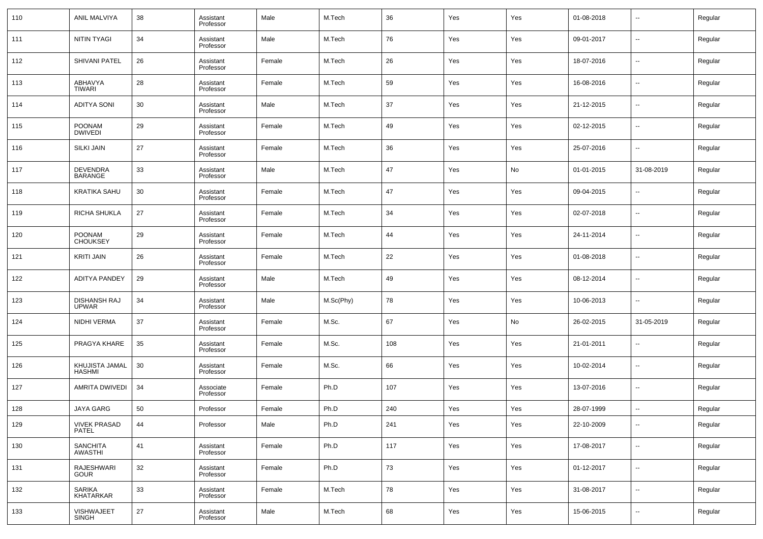| 110 | ANIL MALVIYA | 38 | Assistant Professor | Male | M.Tech | 36 | Yes | Yes | 01-08-2018 | -- | Regular |
|---|---|---|---|---|---|---|---|---|---|---|---|
| 111 | NITIN TYAGI | 34 | Assistant Professor | Male | M.Tech | 76 | Yes | Yes | 09-01-2017 | -- | Regular |
| 112 | SHIVANI PATEL | 26 | Assistant Professor | Female | M.Tech | 26 | Yes | Yes | 18-07-2016 | -- | Regular |
| 113 | ABHAVYA TIWARI | 28 | Assistant Professor | Female | M.Tech | 59 | Yes | Yes | 16-08-2016 | -- | Regular |
| 114 | ADITYA SONI | 30 | Assistant Professor | Male | M.Tech | 37 | Yes | Yes | 21-12-2015 | -- | Regular |
| 115 | POONAM DWIVEDI | 29 | Assistant Professor | Female | M.Tech | 49 | Yes | Yes | 02-12-2015 | -- | Regular |
| 116 | SILKI JAIN | 27 | Assistant Professor | Female | M.Tech | 36 | Yes | Yes | 25-07-2016 | -- | Regular |
| 117 | DEVENDRA BARANGE | 33 | Assistant Professor | Male | M.Tech | 47 | Yes | No | 01-01-2015 | 31-08-2019 | Regular |
| 118 | KRATIKA SAHU | 30 | Assistant Professor | Female | M.Tech | 47 | Yes | Yes | 09-04-2015 | -- | Regular |
| 119 | RICHA SHUKLA | 27 | Assistant Professor | Female | M.Tech | 34 | Yes | Yes | 02-07-2018 | -- | Regular |
| 120 | POONAM CHOUKSEY | 29 | Assistant Professor | Female | M.Tech | 44 | Yes | Yes | 24-11-2014 | -- | Regular |
| 121 | KRITI JAIN | 26 | Assistant Professor | Female | M.Tech | 22 | Yes | Yes | 01-08-2018 | -- | Regular |
| 122 | ADITYA PANDEY | 29 | Assistant Professor | Male | M.Tech | 49 | Yes | Yes | 08-12-2014 | -- | Regular |
| 123 | DISHANSH RAJ UPWAR | 34 | Assistant Professor | Male | M.Sc(Phy) | 78 | Yes | Yes | 10-06-2013 | -- | Regular |
| 124 | NIDHI VERMA | 37 | Assistant Professor | Female | M.Sc. | 67 | Yes | No | 26-02-2015 | 31-05-2019 | Regular |
| 125 | PRAGYA KHARE | 35 | Assistant Professor | Female | M.Sc. | 108 | Yes | Yes | 21-01-2011 | -- | Regular |
| 126 | KHUJISTA JAMAL HASHMI | 30 | Assistant Professor | Female | M.Sc. | 66 | Yes | Yes | 10-02-2014 | -- | Regular |
| 127 | AMRITA DWIVEDI | 34 | Associate Professor | Female | Ph.D | 107 | Yes | Yes | 13-07-2016 | -- | Regular |
| 128 | JAYA GARG | 50 | Professor | Female | Ph.D | 240 | Yes | Yes | 28-07-1999 | -- | Regular |
| 129 | VIVEK PRASAD PATEL | 44 | Professor | Male | Ph.D | 241 | Yes | Yes | 22-10-2009 | -- | Regular |
| 130 | SANCHITA AWASTHI | 41 | Assistant Professor | Female | Ph.D | 117 | Yes | Yes | 17-08-2017 | -- | Regular |
| 131 | RAJESHWARI GOUR | 32 | Assistant Professor | Female | Ph.D | 73 | Yes | Yes | 01-12-2017 | -- | Regular |
| 132 | SARIKA KHATARKAR | 33 | Assistant Professor | Female | M.Tech | 78 | Yes | Yes | 31-08-2017 | -- | Regular |
| 133 | VISHWAJEET SINGH | 27 | Assistant Professor | Male | M.Tech | 68 | Yes | Yes | 15-06-2015 | -- | Regular |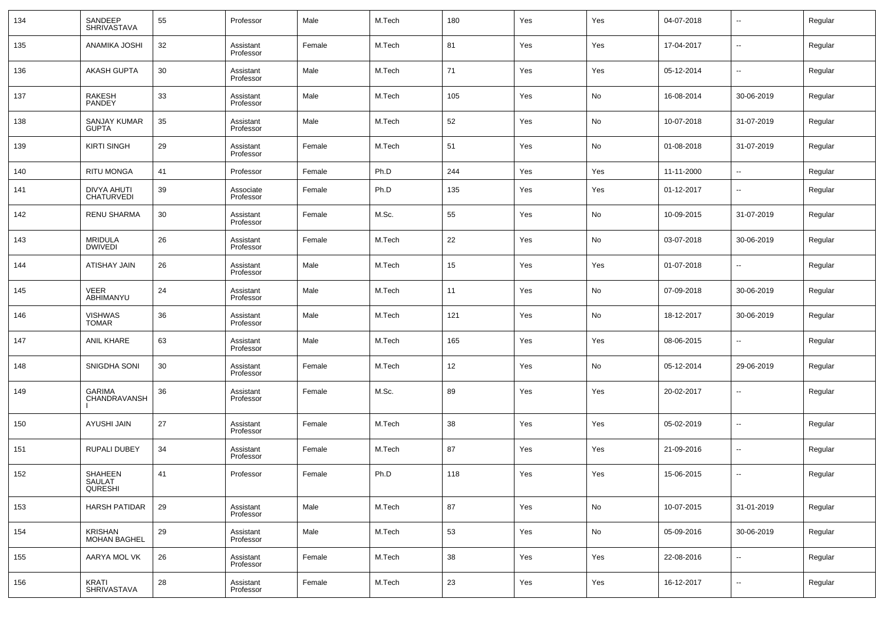| 134 | SANDEEP SHRIVASTAVA | 55 | Professor | Male | M.Tech | 180 | Yes | Yes | 04-07-2018 | -- | Regular |
|---|---|---|---|---|---|---|---|---|---|---|---|
| 135 | ANAMIKA JOSHI | 32 | Assistant Professor | Female | M.Tech | 81 | Yes | Yes | 17-04-2017 | -- | Regular |
| 136 | AKASH GUPTA | 30 | Assistant Professor | Male | M.Tech | 71 | Yes | Yes | 05-12-2014 | -- | Regular |
| 137 | RAKESH PANDEY | 33 | Assistant Professor | Male | M.Tech | 105 | Yes | No | 16-08-2014 | 30-06-2019 | Regular |
| 138 | SANJAY KUMAR GUPTA | 35 | Assistant Professor | Male | M.Tech | 52 | Yes | No | 10-07-2018 | 31-07-2019 | Regular |
| 139 | KIRTI SINGH | 29 | Assistant Professor | Female | M.Tech | 51 | Yes | No | 01-08-2018 | 31-07-2019 | Regular |
| 140 | RITU MONGA | 41 | Professor | Female | Ph.D | 244 | Yes | Yes | 11-11-2000 | -- | Regular |
| 141 | DIVYA AHUTI CHATURVEDI | 39 | Associate Professor | Female | Ph.D | 135 | Yes | Yes | 01-12-2017 | -- | Regular |
| 142 | RENU SHARMA | 30 | Assistant Professor | Female | M.Sc. | 55 | Yes | No | 10-09-2015 | 31-07-2019 | Regular |
| 143 | MRIDULA DWIVEDI | 26 | Assistant Professor | Female | M.Tech | 22 | Yes | No | 03-07-2018 | 30-06-2019 | Regular |
| 144 | ATISHAY JAIN | 26 | Assistant Professor | Male | M.Tech | 15 | Yes | Yes | 01-07-2018 | -- | Regular |
| 145 | VEER ABHIMANYU | 24 | Assistant Professor | Male | M.Tech | 11 | Yes | No | 07-09-2018 | 30-06-2019 | Regular |
| 146 | VISHWAS TOMAR | 36 | Assistant Professor | Male | M.Tech | 121 | Yes | No | 18-12-2017 | 30-06-2019 | Regular |
| 147 | ANIL KHARE | 63 | Assistant Professor | Male | M.Tech | 165 | Yes | Yes | 08-06-2015 | -- | Regular |
| 148 | SNIGDHA SONI | 30 | Assistant Professor | Female | M.Tech | 12 | Yes | No | 05-12-2014 | 29-06-2019 | Regular |
| 149 | GARIMA CHANDRAVANSHI | 36 | Assistant Professor | Female | M.Sc. | 89 | Yes | Yes | 20-02-2017 | -- | Regular |
| 150 | AYUSHI JAIN | 27 | Assistant Professor | Female | M.Tech | 38 | Yes | Yes | 05-02-2019 | -- | Regular |
| 151 | RUPALI DUBEY | 34 | Assistant Professor | Female | M.Tech | 87 | Yes | Yes | 21-09-2016 | -- | Regular |
| 152 | SHAHEEN SAULAT QURESHI | 41 | Professor | Female | Ph.D | 118 | Yes | Yes | 15-06-2015 | -- | Regular |
| 153 | HARSH PATIDAR | 29 | Assistant Professor | Male | M.Tech | 87 | Yes | No | 10-07-2015 | 31-01-2019 | Regular |
| 154 | KRISHAN MOHAN BAGHEL | 29 | Assistant Professor | Male | M.Tech | 53 | Yes | No | 05-09-2016 | 30-06-2019 | Regular |
| 155 | AARYA MOL VK | 26 | Assistant Professor | Female | M.Tech | 38 | Yes | Yes | 22-08-2016 | -- | Regular |
| 156 | KRATI SHRIVASTAVA | 28 | Assistant Professor | Female | M.Tech | 23 | Yes | Yes | 16-12-2017 | -- | Regular |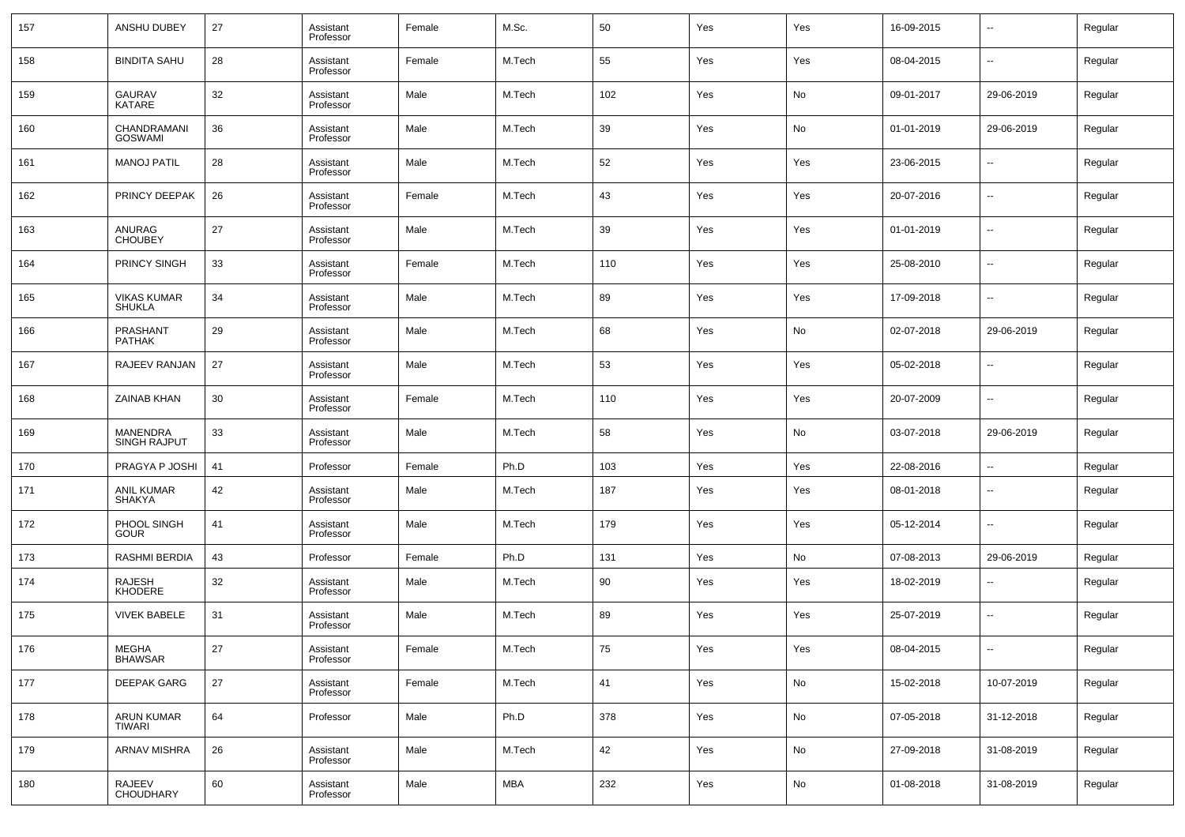| 157 | ANSHU DUBEY | 27 | Assistant Professor | Female | M.Sc. | 50 | Yes | Yes | 16-09-2015 | -- | Regular |
|---|---|---|---|---|---|---|---|---|---|---|---|
| 158 | BINDITA SAHU | 28 | Assistant Professor | Female | M.Tech | 55 | Yes | Yes | 08-04-2015 | -- | Regular |
| 159 | GAURAV KATARE | 32 | Assistant Professor | Male | M.Tech | 102 | Yes | No | 09-01-2017 | 29-06-2019 | Regular |
| 160 | CHANDRAMANI GOSWAMI | 36 | Assistant Professor | Male | M.Tech | 39 | Yes | No | 01-01-2019 | 29-06-2019 | Regular |
| 161 | MANOJ PATIL | 28 | Assistant Professor | Male | M.Tech | 52 | Yes | Yes | 23-06-2015 | -- | Regular |
| 162 | PRINCY DEEPAK | 26 | Assistant Professor | Female | M.Tech | 43 | Yes | Yes | 20-07-2016 | -- | Regular |
| 163 | ANURAG CHOUBEY | 27 | Assistant Professor | Male | M.Tech | 39 | Yes | Yes | 01-01-2019 | -- | Regular |
| 164 | PRINCY SINGH | 33 | Assistant Professor | Female | M.Tech | 110 | Yes | Yes | 25-08-2010 | -- | Regular |
| 165 | VIKAS KUMAR SHUKLA | 34 | Assistant Professor | Male | M.Tech | 89 | Yes | Yes | 17-09-2018 | -- | Regular |
| 166 | PRASHANT PATHAK | 29 | Assistant Professor | Male | M.Tech | 68 | Yes | No | 02-07-2018 | 29-06-2019 | Regular |
| 167 | RAJEEV RANJAN | 27 | Assistant Professor | Male | M.Tech | 53 | Yes | Yes | 05-02-2018 | -- | Regular |
| 168 | ZAINAB KHAN | 30 | Assistant Professor | Female | M.Tech | 110 | Yes | Yes | 20-07-2009 | -- | Regular |
| 169 | MANENDRA SINGH RAJPUT | 33 | Assistant Professor | Male | M.Tech | 58 | Yes | No | 03-07-2018 | 29-06-2019 | Regular |
| 170 | PRAGYA P JOSHI | 41 | Professor | Female | Ph.D | 103 | Yes | Yes | 22-08-2016 | -- | Regular |
| 171 | ANIL KUMAR SHAKYA | 42 | Assistant Professor | Male | M.Tech | 187 | Yes | Yes | 08-01-2018 | -- | Regular |
| 172 | PHOOL SINGH GOUR | 41 | Assistant Professor | Male | M.Tech | 179 | Yes | Yes | 05-12-2014 | -- | Regular |
| 173 | RASHMI BERDIA | 43 | Professor | Female | Ph.D | 131 | Yes | No | 07-08-2013 | 29-06-2019 | Regular |
| 174 | RAJESH KHODERE | 32 | Assistant Professor | Male | M.Tech | 90 | Yes | Yes | 18-02-2019 | -- | Regular |
| 175 | VIVEK BABELE | 31 | Assistant Professor | Male | M.Tech | 89 | Yes | Yes | 25-07-2019 | -- | Regular |
| 176 | MEGHA BHAWSAR | 27 | Assistant Professor | Female | M.Tech | 75 | Yes | Yes | 08-04-2015 | -- | Regular |
| 177 | DEEPAK GARG | 27 | Assistant Professor | Female | M.Tech | 41 | Yes | No | 15-02-2018 | 10-07-2019 | Regular |
| 178 | ARUN KUMAR TIWARI | 64 | Professor | Male | Ph.D | 378 | Yes | No | 07-05-2018 | 31-12-2018 | Regular |
| 179 | ARNAV MISHRA | 26 | Assistant Professor | Male | M.Tech | 42 | Yes | No | 27-09-2018 | 31-08-2019 | Regular |
| 180 | RAJEEV CHOUDHARY | 60 | Assistant Professor | Male | MBA | 232 | Yes | No | 01-08-2018 | 31-08-2019 | Regular |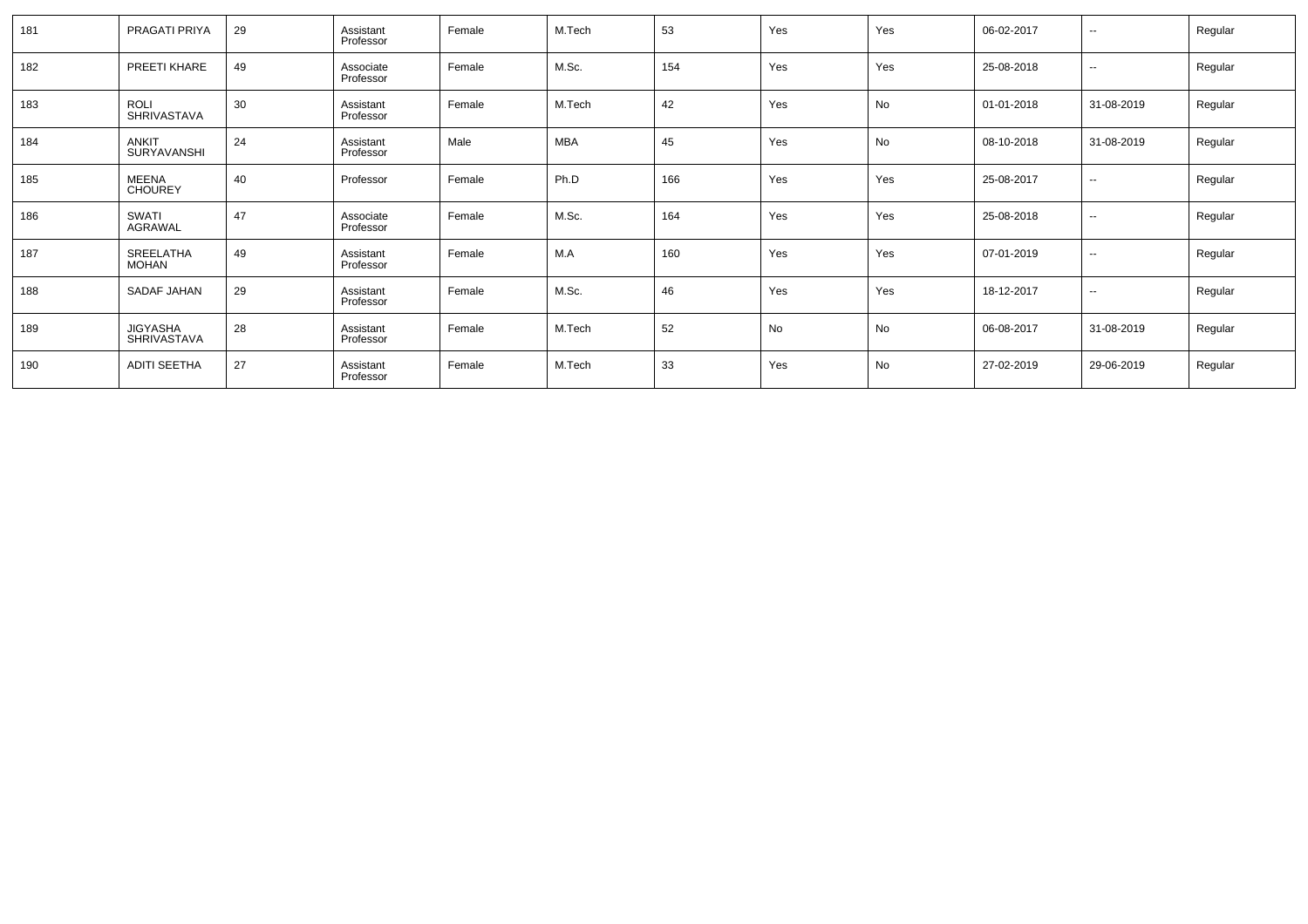| | | | | | | | | | | | |
|---|---|---|---|---|---|---|---|---|---|---|---|
| 181 | PRAGATI PRIYA | 29 | Assistant Professor | Female | M.Tech | 53 | Yes | Yes | 06-02-2017 | -- | Regular |
| 182 | PREETI KHARE | 49 | Associate Professor | Female | M.Sc. | 154 | Yes | Yes | 25-08-2018 | -- | Regular |
| 183 | ROLI SHRIVASTAVA | 30 | Assistant Professor | Female | M.Tech | 42 | Yes | No | 01-01-2018 | 31-08-2019 | Regular |
| 184 | ANKIT SURYAVANSHI | 24 | Assistant Professor | Male | MBA | 45 | Yes | No | 08-10-2018 | 31-08-2019 | Regular |
| 185 | MEENA CHOUREY | 40 | Professor | Female | Ph.D | 166 | Yes | Yes | 25-08-2017 | -- | Regular |
| 186 | SWATI AGRAWAL | 47 | Associate Professor | Female | M.Sc. | 164 | Yes | Yes | 25-08-2018 | -- | Regular |
| 187 | SREELATHA MOHAN | 49 | Assistant Professor | Female | M.A | 160 | Yes | Yes | 07-01-2019 | -- | Regular |
| 188 | SADAF JAHAN | 29 | Assistant Professor | Female | M.Sc. | 46 | Yes | Yes | 18-12-2017 | -- | Regular |
| 189 | JIGYASHA SHRIVASTAVA | 28 | Assistant Professor | Female | M.Tech | 52 | No | No | 06-08-2017 | 31-08-2019 | Regular |
| 190 | ADITI SEETHA | 27 | Assistant Professor | Female | M.Tech | 33 | Yes | No | 27-02-2019 | 29-06-2019 | Regular |